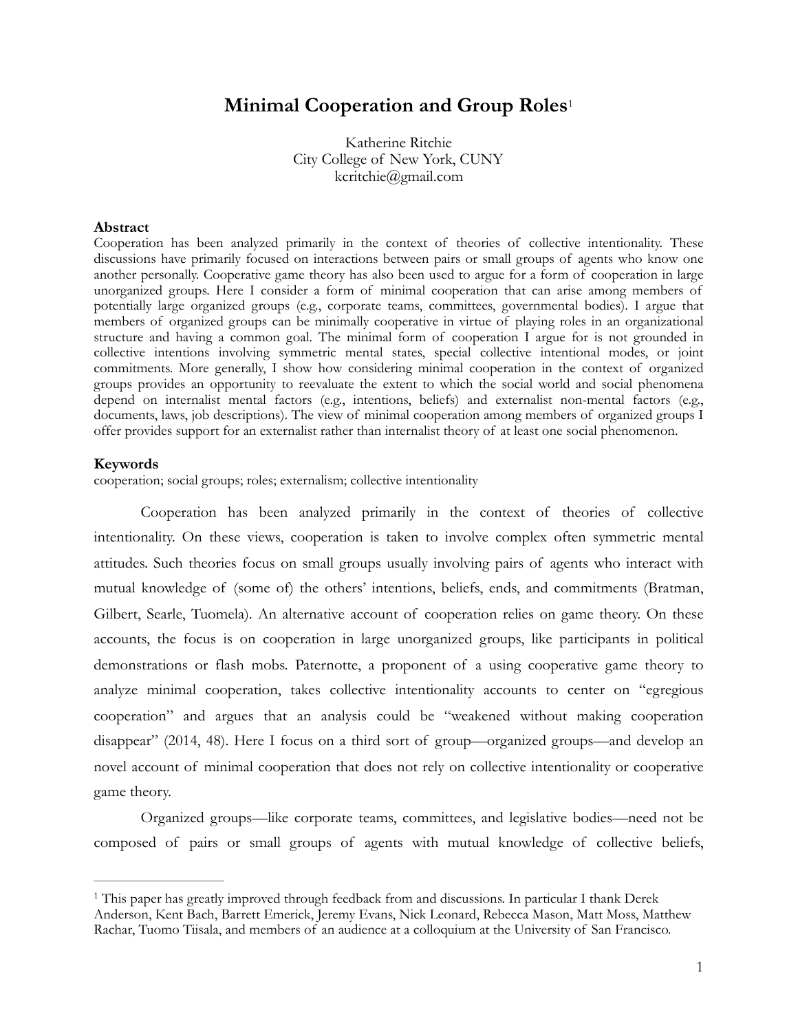# Minimal Cooperation and Group Roles[1]

Katherine Ritchie
City College of New York, CUNY
kcritchie@gmail.com

### Abstract

Cooperation has been analyzed primarily in the context of theories of collective intentionality. These discussions have primarily focused on interactions between pairs or small groups of agents who know one another personally. Cooperative game theory has also been used to argue for a form of cooperation in large unorganized groups. Here I consider a form of minimal cooperation that can arise among members of potentially large organized groups (e.g., corporate teams, committees, governmental bodies). I argue that members of organized groups can be minimally cooperative in virtue of playing roles in an organizational structure and having a common goal. The minimal form of cooperation I argue for is not grounded in collective intentions involving symmetric mental states, special collective intentional modes, or joint commitments. More generally, I show how considering minimal cooperation in the context of organized groups provides an opportunity to reevaluate the extent to which the social world and social phenomena depend on internalist mental factors (e.g., intentions, beliefs) and externalist non-mental factors (e.g., documents, laws, job descriptions). The view of minimal cooperation among members of organized groups I offer provides support for an externalist rather than internalist theory of at least one social phenomenon.

### Keywords

cooperation; social groups; roles; externalism; collective intentionality

Cooperation has been analyzed primarily in the context of theories of collective intentionality. On these views, cooperation is taken to involve complex often symmetric mental attitudes. Such theories focus on small groups usually involving pairs of agents who interact with mutual knowledge of (some of) the others' intentions, beliefs, ends, and commitments (Bratman, Gilbert, Searle, Tuomela). An alternative account of cooperation relies on game theory. On these accounts, the focus is on cooperation in large unorganized groups, like participants in political demonstrations or flash mobs. Paternotte, a proponent of a using cooperative game theory to analyze minimal cooperation, takes collective intentionality accounts to center on "egregious cooperation" and argues that an analysis could be "weakened without making cooperation disappear" (2014, 48). Here I focus on a third sort of group—organized groups—and develop an novel account of minimal cooperation that does not rely on collective intentionality or cooperative game theory.

Organized groups—like corporate teams, committees, and legislative bodies—need not be composed of pairs or small groups of agents with mutual knowledge of collective beliefs,

---

[1] This paper has greatly improved through feedback from and discussions. In particular I thank Derek Anderson, Kent Bach, Barrett Emerick, Jeremy Evans, Nick Leonard, Rebecca Mason, Matt Moss, Matthew Rachar, Tuomo Tiisala, and members of an audience at a colloquium at the University of San Francisco.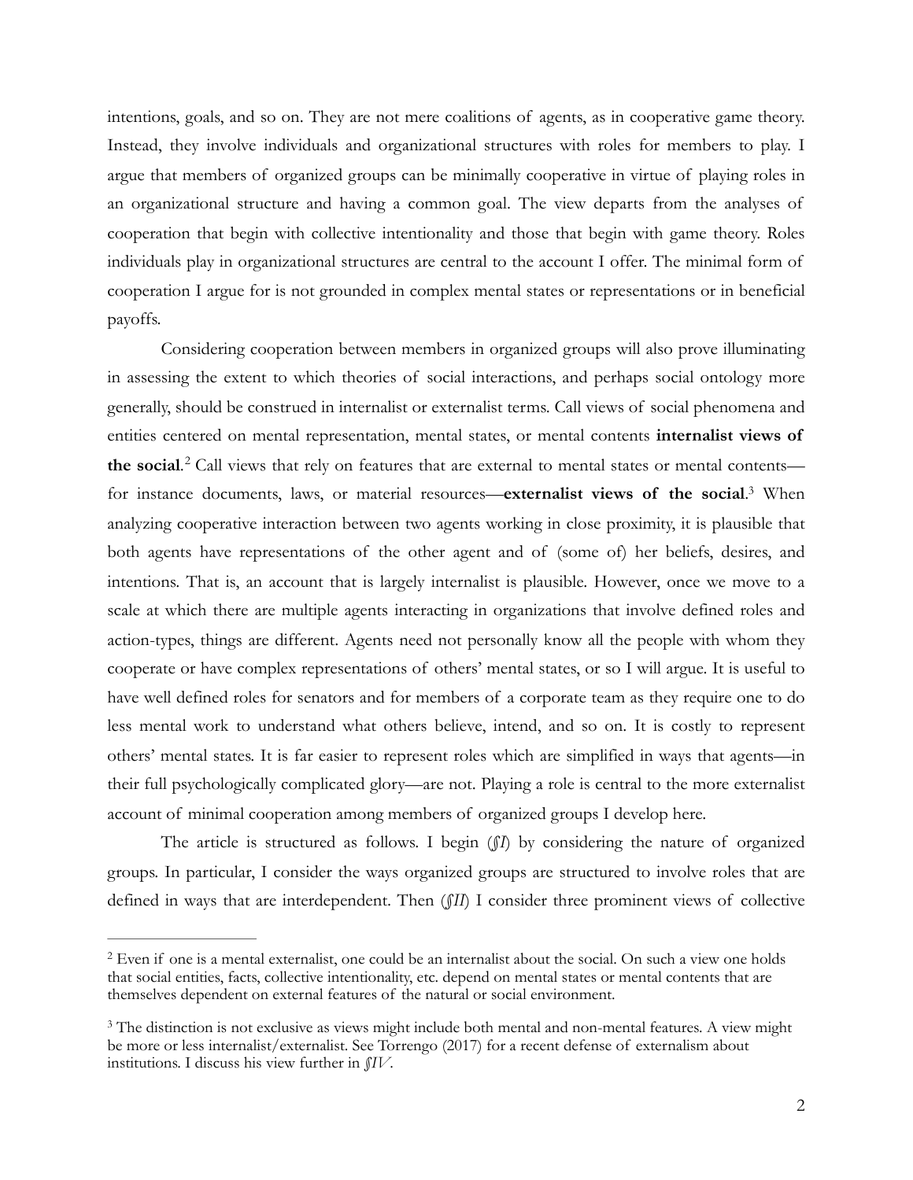intentions, goals, and so on. They are not mere coalitions of agents, as in cooperative game theory. Instead, they involve individuals and organizational structures with roles for members to play. I argue that members of organized groups can be minimally cooperative in virtue of playing roles in an organizational structure and having a common goal. The view departs from the analyses of cooperation that begin with collective intentionality and those that begin with game theory. Roles individuals play in organizational structures are central to the account I offer. The minimal form of cooperation I argue for is not grounded in complex mental states or representations or in beneficial payoffs.

Considering cooperation between members in organized groups will also prove illuminating in assessing the extent to which theories of social interactions, and perhaps social ontology more generally, should be construed in internalist or externalist terms. Call views of social phenomena and entities centered on mental representation, mental states, or mental contents **internalist views of the social**.[2] Call views that rely on features that are external to mental states or mental contents—for instance documents, laws, or material resources—**externalist views of the social**.[3] When analyzing cooperative interaction between two agents working in close proximity, it is plausible that both agents have representations of the other agent and of (some of) her beliefs, desires, and intentions. That is, an account that is largely internalist is plausible. However, once we move to a scale at which there are multiple agents interacting in organizations that involve defined roles and action-types, things are different. Agents need not personally know all the people with whom they cooperate or have complex representations of others' mental states, or so I will argue. It is useful to have well defined roles for senators and for members of a corporate team as they require one to do less mental work to understand what others believe, intend, and so on. It is costly to represent others' mental states. It is far easier to represent roles which are simplified in ways that agents—in their full psychologically complicated glory—are not. Playing a role is central to the more externalist account of minimal cooperation among members of organized groups I develop here.

The article is structured as follows. I begin (*§I*) by considering the nature of organized groups. In particular, I consider the ways organized groups are structured to involve roles that are defined in ways that are interdependent. Then (*§II*) I consider three prominent views of collective

[2] Even if one is a mental externalist, one could be an internalist about the social. On such a view one holds that social entities, facts, collective intentionality, etc. depend on mental states or mental contents that are themselves dependent on external features of the natural or social environment.

[3] The distinction is not exclusive as views might include both mental and non-mental features. A view might be more or less internalist/externalist. See Torrengo (2017) for a recent defense of externalism about institutions. I discuss his view further in *§IV*.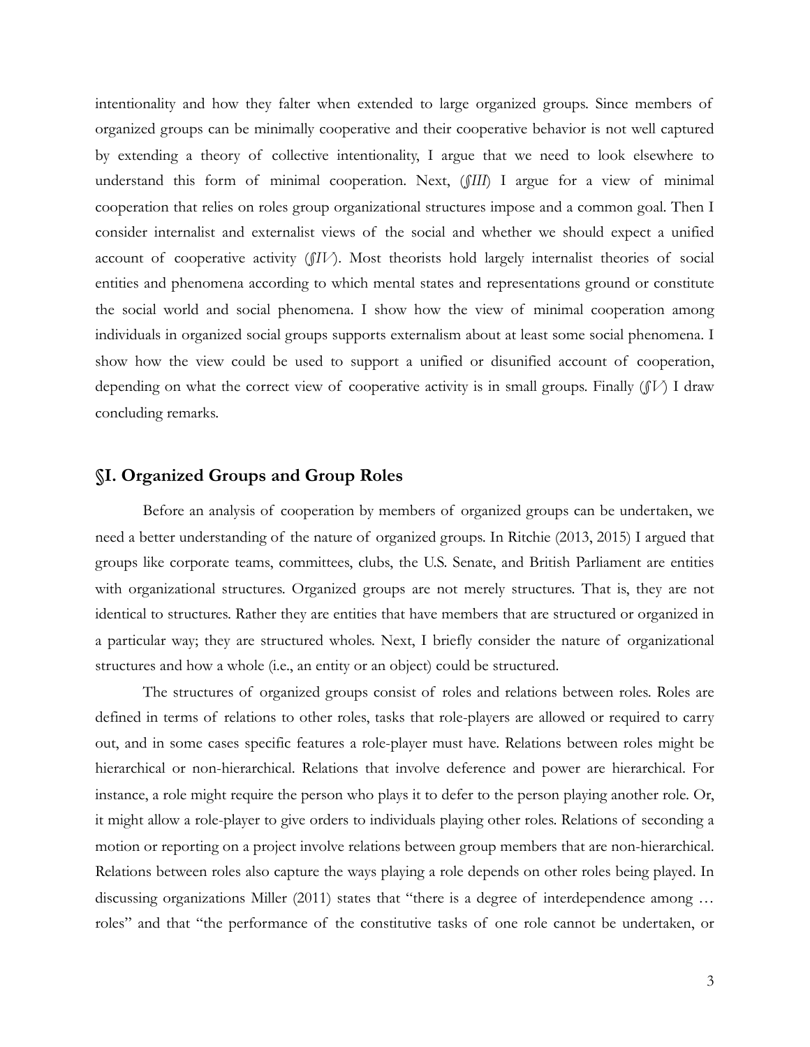intentionality and how they falter when extended to large organized groups. Since members of organized groups can be minimally cooperative and their cooperative behavior is not well captured by extending a theory of collective intentionality, I argue that we need to look elsewhere to understand this form of minimal cooperation. Next, (*§III*) I argue for a view of minimal cooperation that relies on roles group organizational structures impose and a common goal. Then I consider internalist and externalist views of the social and whether we should expect a unified account of cooperative activity (*§IV*). Most theorists hold largely internalist theories of social entities and phenomena according to which mental states and representations ground or constitute the social world and social phenomena. I show how the view of minimal cooperation among individuals in organized social groups supports externalism about at least some social phenomena. I show how the view could be used to support a unified or disunified account of cooperation, depending on what the correct view of cooperative activity is in small groups. Finally (*§V*) I draw concluding remarks.

## §I. Organized Groups and Group Roles

Before an analysis of cooperation by members of organized groups can be undertaken, we need a better understanding of the nature of organized groups. In Ritchie (2013, 2015) I argued that groups like corporate teams, committees, clubs, the U.S. Senate, and British Parliament are entities with organizational structures. Organized groups are not merely structures. That is, they are not identical to structures. Rather they are entities that have members that are structured or organized in a particular way; they are structured wholes. Next, I briefly consider the nature of organizational structures and how a whole (i.e., an entity or an object) could be structured.

The structures of organized groups consist of roles and relations between roles. Roles are defined in terms of relations to other roles, tasks that role-players are allowed or required to carry out, and in some cases specific features a role-player must have. Relations between roles might be hierarchical or non-hierarchical. Relations that involve deference and power are hierarchical. For instance, a role might require the person who plays it to defer to the person playing another role. Or, it might allow a role-player to give orders to individuals playing other roles. Relations of seconding a motion or reporting on a project involve relations between group members that are non-hierarchical. Relations between roles also capture the ways playing a role depends on other roles being played. In discussing organizations Miller (2011) states that "there is a degree of interdependence among … roles" and that "the performance of the constitutive tasks of one role cannot be undertaken, or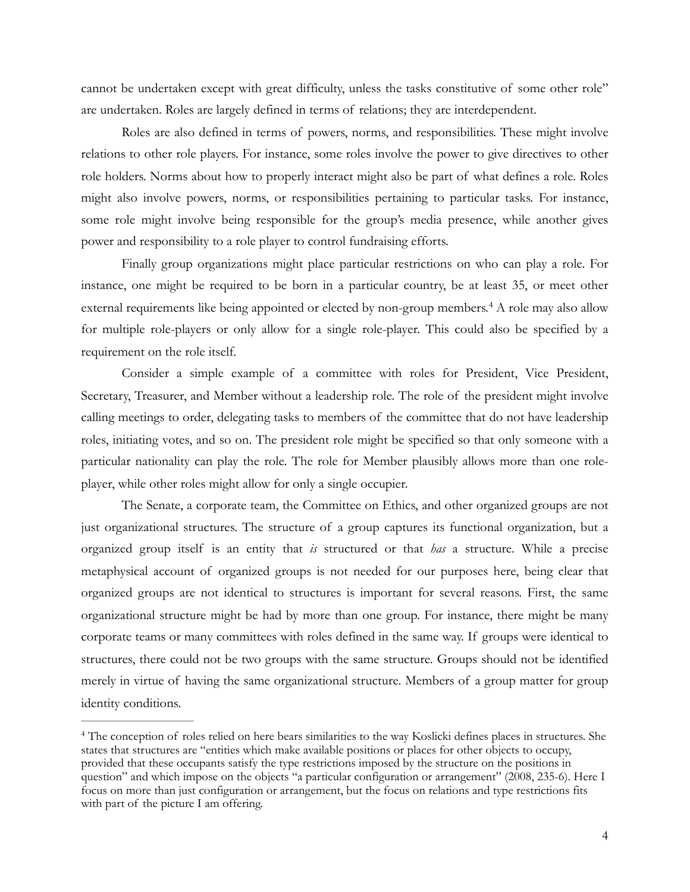cannot be undertaken except with great difficulty, unless the tasks constitutive of some other role" are undertaken. Roles are largely defined in terms of relations; they are interdependent.

Roles are also defined in terms of powers, norms, and responsibilities. These might involve relations to other role players. For instance, some roles involve the power to give directives to other role holders. Norms about how to properly interact might also be part of what defines a role. Roles might also involve powers, norms, or responsibilities pertaining to particular tasks. For instance, some role might involve being responsible for the group's media presence, while another gives power and responsibility to a role player to control fundraising efforts.

Finally group organizations might place particular restrictions on who can play a role. For instance, one might be required to be born in a particular country, be at least 35, or meet other external requirements like being appointed or elected by non-group members.[4] A role may also allow for multiple role-players or only allow for a single role-player. This could also be specified by a requirement on the role itself.

Consider a simple example of a committee with roles for President, Vice President, Secretary, Treasurer, and Member without a leadership role. The role of the president might involve calling meetings to order, delegating tasks to members of the committee that do not have leadership roles, initiating votes, and so on. The president role might be specified so that only someone with a particular nationality can play the role. The role for Member plausibly allows more than one role-player, while other roles might allow for only a single occupier.

The Senate, a corporate team, the Committee on Ethics, and other organized groups are not just organizational structures. The structure of a group captures its functional organization, but a organized group itself is an entity that *is* structured or that *has* a structure. While a precise metaphysical account of organized groups is not needed for our purposes here, being clear that organized groups are not identical to structures is important for several reasons. First, the same organizational structure might be had by more than one group. For instance, there might be many corporate teams or many committees with roles defined in the same way. If groups were identical to structures, there could not be two groups with the same structure. Groups should not be identified merely in virtue of having the same organizational structure. Members of a group matter for group identity conditions.

---

[4] The conception of roles relied on here bears similarities to the way Koslicki defines places in structures. She states that structures are "entities which make available positions or places for other objects to occupy, provided that these occupants satisfy the type restrictions imposed by the structure on the positions in question" and which impose on the objects "a particular configuration or arrangement" (2008, 235-6). Here I focus on more than just configuration or arrangement, but the focus on relations and type restrictions fits with part of the picture I am offering.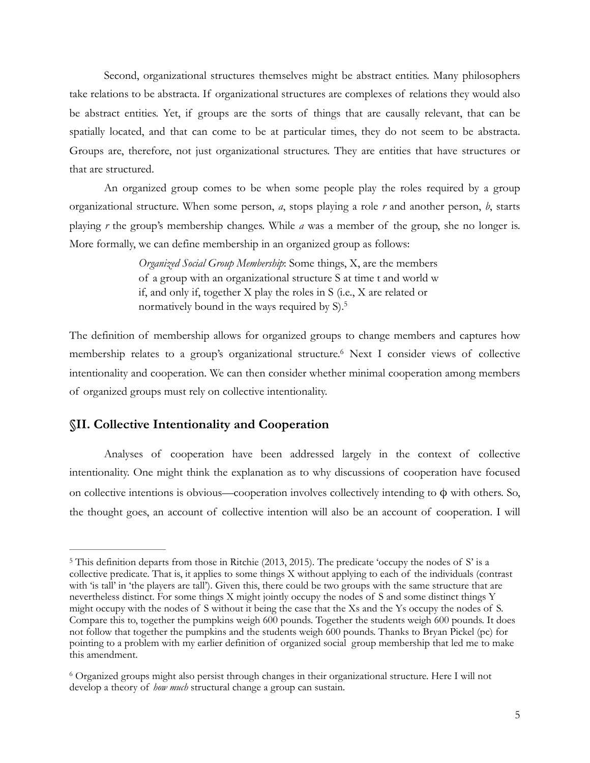Second, organizational structures themselves might be abstract entities. Many philosophers take relations to be abstracta. If organizational structures are complexes of relations they would also be abstract entities. Yet, if groups are the sorts of things that are causally relevant, that can be spatially located, and that can come to be at particular times, they do not seem to be abstracta. Groups are, therefore, not just organizational structures. They are entities that have structures or that are structured.

An organized group comes to be when some people play the roles required by a group organizational structure. When some person, *a*, stops playing a role *r* and another person, *b*, starts playing *r* the group's membership changes. While *a* was a member of the group, she no longer is. More formally, we can define membership in an organized group as follows:

> *Organized Social Group Membership*: Some things, X, are the members of a group with an organizational structure S at time t and world w if, and only if, together X play the roles in S (i.e., X are related or normatively bound in the ways required by S).[5]

The definition of membership allows for organized groups to change members and captures how membership relates to a group's organizational structure.[6] Next I consider views of collective intentionality and cooperation. We can then consider whether minimal cooperation among members of organized groups must rely on collective intentionality.

## §II. Collective Intentionality and Cooperation

Analyses of cooperation have been addressed largely in the context of collective intentionality. One might think the explanation as to why discussions of cooperation have focused on collective intentions is obvious—cooperation involves collectively intending to $\phi$ with others. So, the thought goes, an account of collective intention will also be an account of cooperation. I will

---

[5] This definition departs from those in Ritchie (2013, 2015). The predicate 'occupy the nodes of S' is a collective predicate. That is, it applies to some things X without applying to each of the individuals (contrast with 'is tall' in 'the players are tall'). Given this, there could be two groups with the same structure that are nevertheless distinct. For some things X might jointly occupy the nodes of S and some distinct things Y might occupy with the nodes of S without it being the case that the Xs and the Ys occupy the nodes of S. Compare this to, together the pumpkins weigh 600 pounds. Together the students weigh 600 pounds. It does not follow that together the pumpkins and the students weigh 600 pounds. Thanks to Bryan Pickel (pc) for pointing to a problem with my earlier definition of organized social group membership that led me to make this amendment.

[6] Organized groups might also persist through changes in their organizational structure. Here I will not develop a theory of *how much* structural change a group can sustain.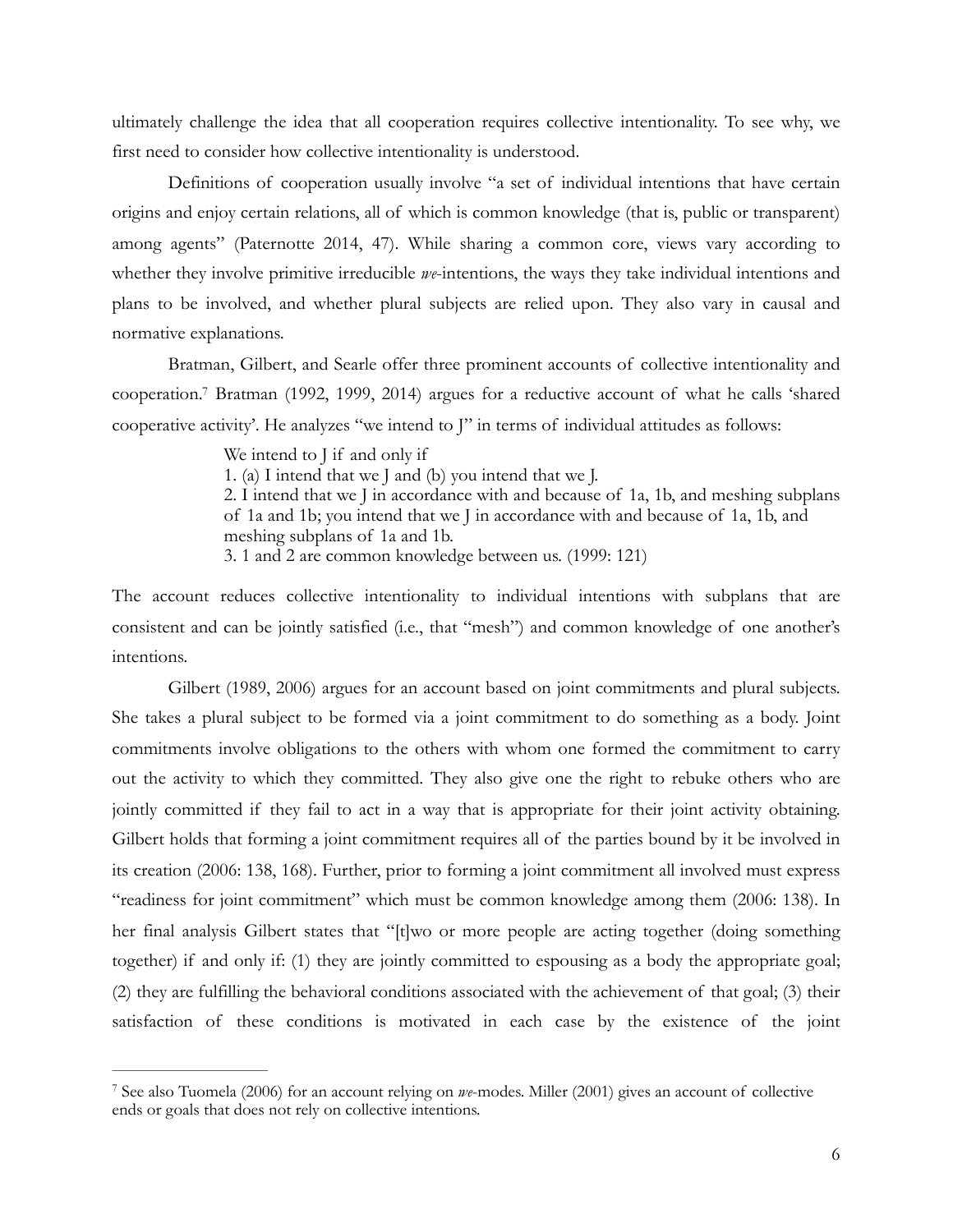ultimately challenge the idea that all cooperation requires collective intentionality. To see why, we first need to consider how collective intentionality is understood.

Definitions of cooperation usually involve "a set of individual intentions that have certain origins and enjoy certain relations, all of which is common knowledge (that is, public or transparent) among agents" (Paternotte 2014, 47). While sharing a common core, views vary according to whether they involve primitive irreducible *we*-intentions, the ways they take individual intentions and plans to be involved, and whether plural subjects are relied upon. They also vary in causal and normative explanations.

Bratman, Gilbert, and Searle offer three prominent accounts of collective intentionality and cooperation.[7] Bratman (1992, 1999, 2014) argues for a reductive account of what he calls 'shared cooperative activity'. He analyzes "we intend to J" in terms of individual attitudes as follows:

> We intend to J if and only if
> 1. (a) I intend that we J and (b) you intend that we J.
> 2. I intend that we J in accordance with and because of 1a, 1b, and meshing subplans of 1a and 1b; you intend that we J in accordance with and because of 1a, 1b, and meshing subplans of 1a and 1b.
> 3. 1 and 2 are common knowledge between us. (1999: 121)

The account reduces collective intentionality to individual intentions with subplans that are consistent and can be jointly satisfied (i.e., that "mesh") and common knowledge of one another's intentions.

Gilbert (1989, 2006) argues for an account based on joint commitments and plural subjects. She takes a plural subject to be formed via a joint commitment to do something as a body. Joint commitments involve obligations to the others with whom one formed the commitment to carry out the activity to which they committed. They also give one the right to rebuke others who are jointly committed if they fail to act in a way that is appropriate for their joint activity obtaining. Gilbert holds that forming a joint commitment requires all of the parties bound by it be involved in its creation (2006: 138, 168). Further, prior to forming a joint commitment all involved must express "readiness for joint commitment" which must be common knowledge among them (2006: 138). In her final analysis Gilbert states that "[t]wo or more people are acting together (doing something together) if and only if: (1) they are jointly committed to espousing as a body the appropriate goal; (2) they are fulfilling the behavioral conditions associated with the achievement of that goal; (3) their satisfaction of these conditions is motivated in each case by the existence of the joint

---

[7] See also Tuomela (2006) for an account relying on *we*-modes. Miller (2001) gives an account of collective ends or goals that does not rely on collective intentions.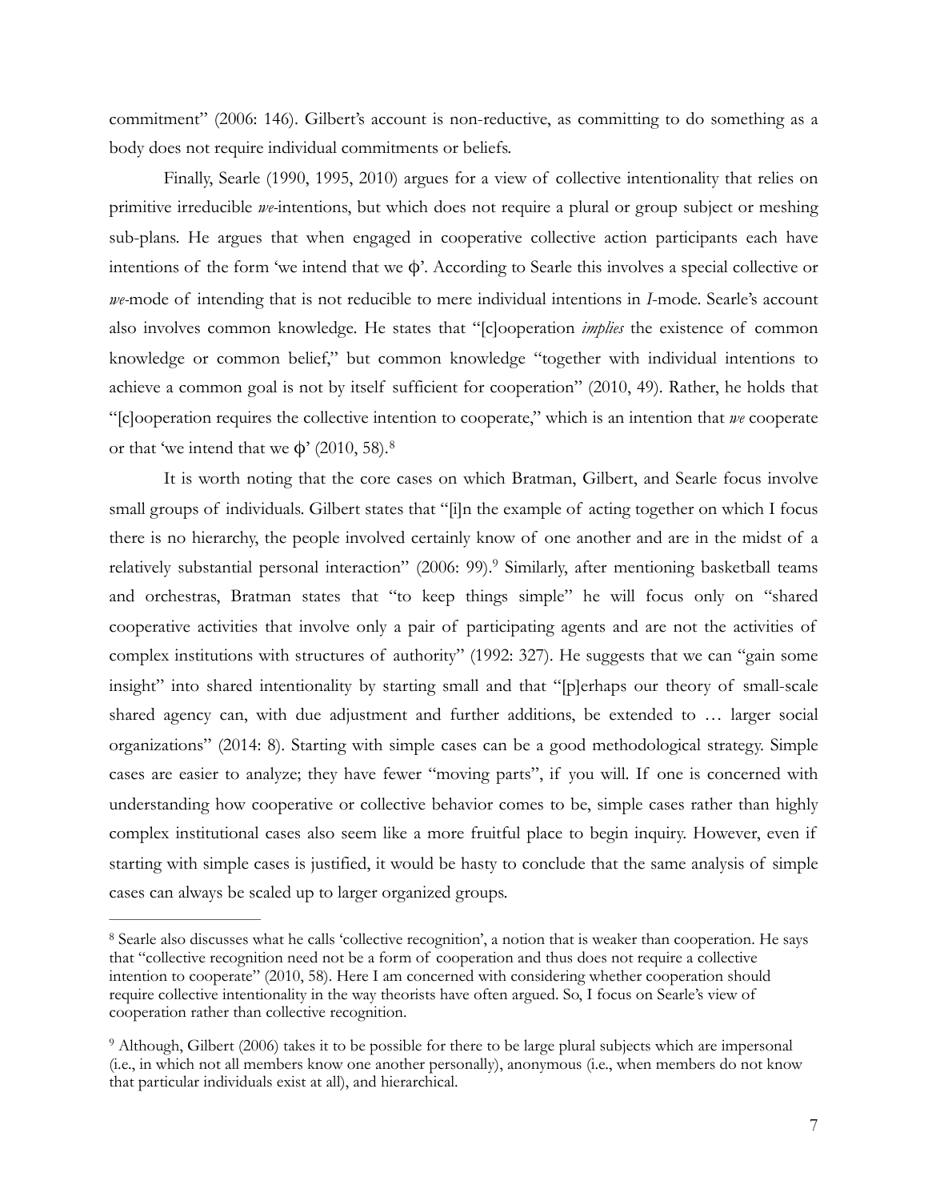commitment" (2006: 146). Gilbert's account is non-reductive, as committing to do something as a body does not require individual commitments or beliefs.

Finally, Searle (1990, 1995, 2010) argues for a view of collective intentionality that relies on primitive irreducible *we*-intentions, but which does not require a plural or group subject or meshing sub-plans. He argues that when engaged in cooperative collective action participants each have intentions of the form 'we intend that we ϕ'. According to Searle this involves a special collective or *we*-mode of intending that is not reducible to mere individual intentions in *I*-mode. Searle's account also involves common knowledge. He states that "[c]ooperation *implies* the existence of common knowledge or common belief," but common knowledge "together with individual intentions to achieve a common goal is not by itself sufficient for cooperation" (2010, 49). Rather, he holds that "[c]ooperation requires the collective intention to cooperate," which is an intention that *we* cooperate or that 'we intend that we ϕ' (2010, 58).[8]

It is worth noting that the core cases on which Bratman, Gilbert, and Searle focus involve small groups of individuals. Gilbert states that "[i]n the example of acting together on which I focus there is no hierarchy, the people involved certainly know of one another and are in the midst of a relatively substantial personal interaction" (2006: 99).[9] Similarly, after mentioning basketball teams and orchestras, Bratman states that "to keep things simple" he will focus only on "shared cooperative activities that involve only a pair of participating agents and are not the activities of complex institutions with structures of authority" (1992: 327). He suggests that we can "gain some insight" into shared intentionality by starting small and that "[p]erhaps our theory of small-scale shared agency can, with due adjustment and further additions, be extended to … larger social organizations" (2014: 8). Starting with simple cases can be a good methodological strategy. Simple cases are easier to analyze; they have fewer "moving parts", if you will. If one is concerned with understanding how cooperative or collective behavior comes to be, simple cases rather than highly complex institutional cases also seem like a more fruitful place to begin inquiry. However, even if starting with simple cases is justified, it would be hasty to conclude that the same analysis of simple cases can always be scaled up to larger organized groups.

---

[8] Searle also discusses what he calls 'collective recognition', a notion that is weaker than cooperation. He says that "collective recognition need not be a form of cooperation and thus does not require a collective intention to cooperate" (2010, 58). Here I am concerned with considering whether cooperation should require collective intentionality in the way theorists have often argued. So, I focus on Searle's view of cooperation rather than collective recognition.

[9] Although, Gilbert (2006) takes it to be possible for there to be large plural subjects which are impersonal (i.e., in which not all members know one another personally), anonymous (i.e., when members do not know that particular individuals exist at all), and hierarchical.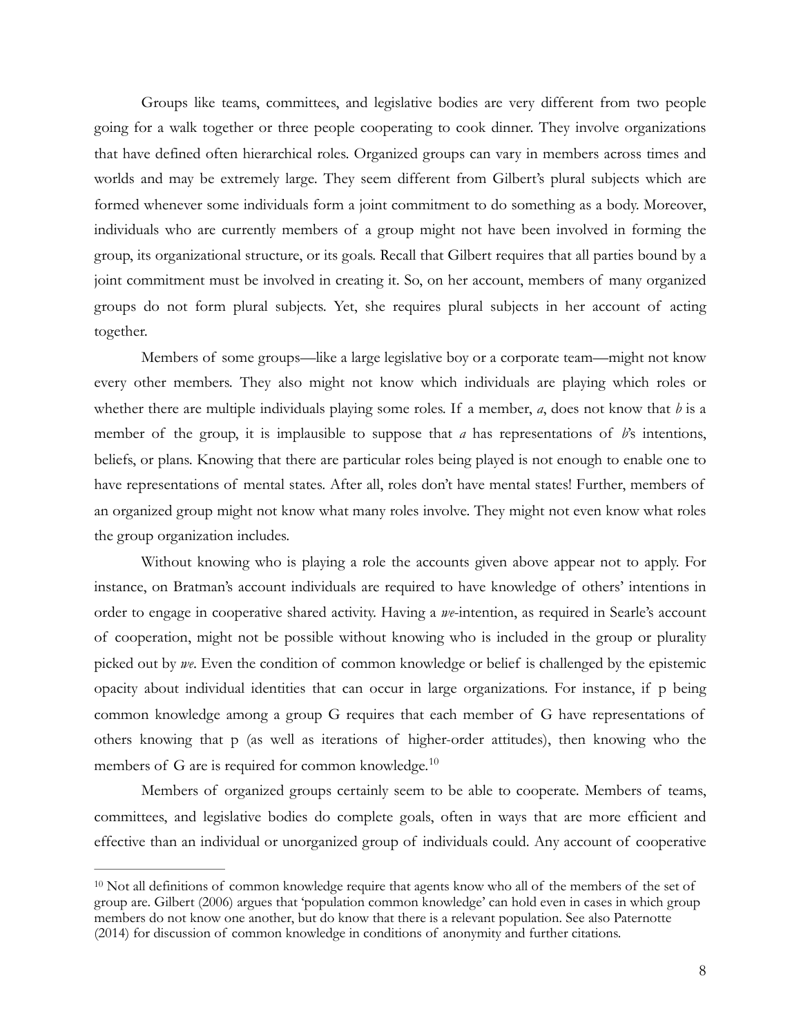Groups like teams, committees, and legislative bodies are very different from two people going for a walk together or three people cooperating to cook dinner. They involve organizations that have defined often hierarchical roles. Organized groups can vary in members across times and worlds and may be extremely large. They seem different from Gilbert's plural subjects which are formed whenever some individuals form a joint commitment to do something as a body. Moreover, individuals who are currently members of a group might not have been involved in forming the group, its organizational structure, or its goals. Recall that Gilbert requires that all parties bound by a joint commitment must be involved in creating it. So, on her account, members of many organized groups do not form plural subjects. Yet, she requires plural subjects in her account of acting together.

Members of some groups—like a large legislative boy or a corporate team—might not know every other members. They also might not know which individuals are playing which roles or whether there are multiple individuals playing some roles. If a member, *a*, does not know that *b* is a member of the group, it is implausible to suppose that *a* has representations of *b*'s intentions, beliefs, or plans. Knowing that there are particular roles being played is not enough to enable one to have representations of mental states. After all, roles don't have mental states! Further, members of an organized group might not know what many roles involve. They might not even know what roles the group organization includes.

Without knowing who is playing a role the accounts given above appear not to apply. For instance, on Bratman's account individuals are required to have knowledge of others' intentions in order to engage in cooperative shared activity. Having a *we*-intention, as required in Searle's account of cooperation, might not be possible without knowing who is included in the group or plurality picked out by *we*. Even the condition of common knowledge or belief is challenged by the epistemic opacity about individual identities that can occur in large organizations. For instance, if p being common knowledge among a group G requires that each member of G have representations of others knowing that p (as well as iterations of higher-order attitudes), then knowing who the members of G are is required for common knowledge.[10]

Members of organized groups certainly seem to be able to cooperate. Members of teams, committees, and legislative bodies do complete goals, often in ways that are more efficient and effective than an individual or unorganized group of individuals could. Any account of cooperative

[10] Not all definitions of common knowledge require that agents know who all of the members of the set of group are. Gilbert (2006) argues that 'population common knowledge' can hold even in cases in which group members do not know one another, but do know that there is a relevant population. See also Paternotte (2014) for discussion of common knowledge in conditions of anonymity and further citations.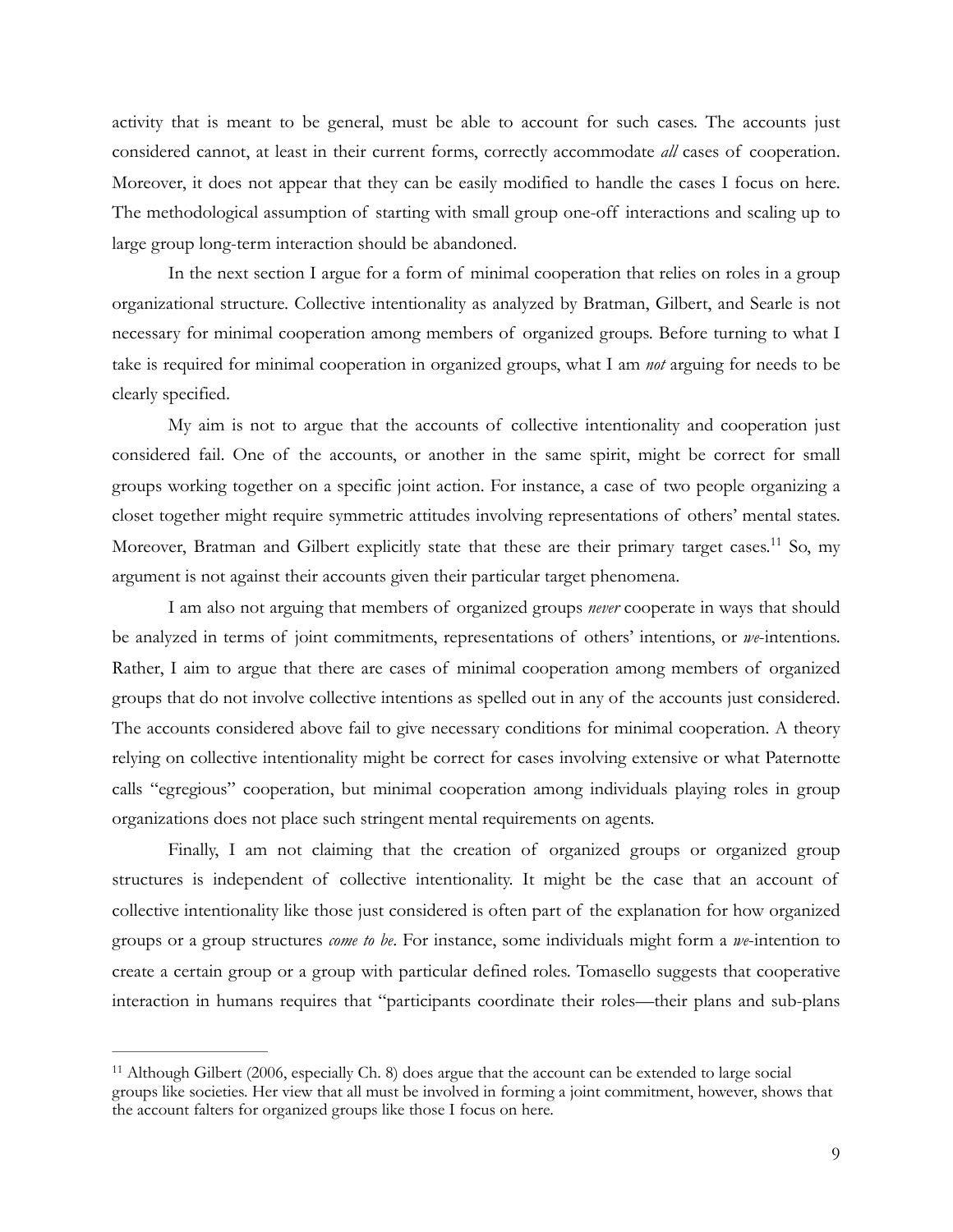activity that is meant to be general, must be able to account for such cases. The accounts just considered cannot, at least in their current forms, correctly accommodate *all* cases of cooperation. Moreover, it does not appear that they can be easily modified to handle the cases I focus on here. The methodological assumption of starting with small group one-off interactions and scaling up to large group long-term interaction should be abandoned.

In the next section I argue for a form of minimal cooperation that relies on roles in a group organizational structure. Collective intentionality as analyzed by Bratman, Gilbert, and Searle is not necessary for minimal cooperation among members of organized groups. Before turning to what I take is required for minimal cooperation in organized groups, what I am *not* arguing for needs to be clearly specified.

My aim is not to argue that the accounts of collective intentionality and cooperation just considered fail. One of the accounts, or another in the same spirit, might be correct for small groups working together on a specific joint action. For instance, a case of two people organizing a closet together might require symmetric attitudes involving representations of others' mental states. Moreover, Bratman and Gilbert explicitly state that these are their primary target cases.[11] So, my argument is not against their accounts given their particular target phenomena.

I am also not arguing that members of organized groups *never* cooperate in ways that should be analyzed in terms of joint commitments, representations of others' intentions, or *we*-intentions. Rather, I aim to argue that there are cases of minimal cooperation among members of organized groups that do not involve collective intentions as spelled out in any of the accounts just considered. The accounts considered above fail to give necessary conditions for minimal cooperation. A theory relying on collective intentionality might be correct for cases involving extensive or what Paternotte calls "egregious" cooperation, but minimal cooperation among individuals playing roles in group organizations does not place such stringent mental requirements on agents.

Finally, I am not claiming that the creation of organized groups or organized group structures is independent of collective intentionality. It might be the case that an account of collective intentionality like those just considered is often part of the explanation for how organized groups or a group structures *come to be*. For instance, some individuals might form a *we*-intention to create a certain group or a group with particular defined roles. Tomasello suggests that cooperative interaction in humans requires that "participants coordinate their roles—their plans and sub-plans

---

[11] Although Gilbert (2006, especially Ch. 8) does argue that the account can be extended to large social groups like societies. Her view that all must be involved in forming a joint commitment, however, shows that the account falters for organized groups like those I focus on here.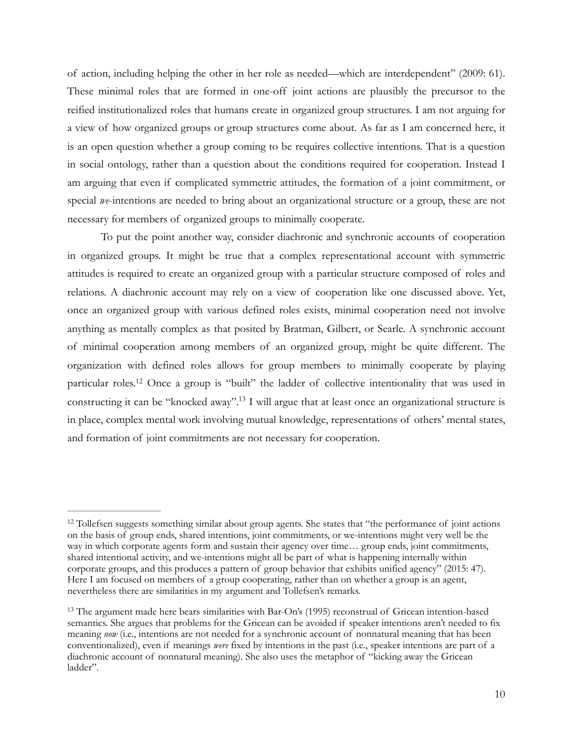of action, including helping the other in her role as needed—which are interdependent" (2009: 61). These minimal roles that are formed in one-off joint actions are plausibly the precursor to the reified institutionalized roles that humans create in organized group structures. I am not arguing for a view of how organized groups or group structures come about. As far as I am concerned here, it is an open question whether a group coming to be requires collective intentions. That is a question in social ontology, rather than a question about the conditions required for cooperation. Instead I am arguing that even if complicated symmetric attitudes, the formation of a joint commitment, or special *we*-intentions are needed to bring about an organizational structure or a group, these are not necessary for members of organized groups to minimally cooperate.

To put the point another way, consider diachronic and synchronic accounts of cooperation in organized groups. It might be true that a complex representational account with symmetric attitudes is required to create an organized group with a particular structure composed of roles and relations. A diachronic account may rely on a view of cooperation like one discussed above. Yet, once an organized group with various defined roles exists, minimal cooperation need not involve anything as mentally complex as that posited by Bratman, Gilbert, or Searle. A synchronic account of minimal cooperation among members of an organized group, might be quite different. The organization with defined roles allows for group members to minimally cooperate by playing particular roles.[12] Once a group is "built" the ladder of collective intentionality that was used in constructing it can be "knocked away".[13] I will argue that at least once an organizational structure is in place, complex mental work involving mutual knowledge, representations of others' mental states, and formation of joint commitments are not necessary for cooperation.

---

[12] Tollefsen suggests something similar about group agents. She states that "the performance of joint actions on the basis of group ends, shared intentions, joint commitments, or we-intentions might very well be the way in which corporate agents form and sustain their agency over time… group ends, joint commitments, shared intentional activity, and we-intentions might all be part of what is happening internally within corporate groups, and this produces a pattern of group behavior that exhibits unified agency" (2015: 47). Here I am focused on members of a group cooperating, rather than on whether a group is an agent, nevertheless there are similarities in my argument and Tollefsen's remarks.

[13] The argument made here bears similarities with Bar-On's (1995) reconstrual of Gricean intention-based semantics. She argues that problems for the Gricean can be avoided if speaker intentions aren't needed to fix meaning *now* (i.e., intentions are not needed for a synchronic account of nonnatural meaning that has been conventionalized), even if meanings *were* fixed by intentions in the past (i.e., speaker intentions are part of a diachronic account of nonnatural meaning). She also uses the metaphor of "kicking away the Gricean ladder".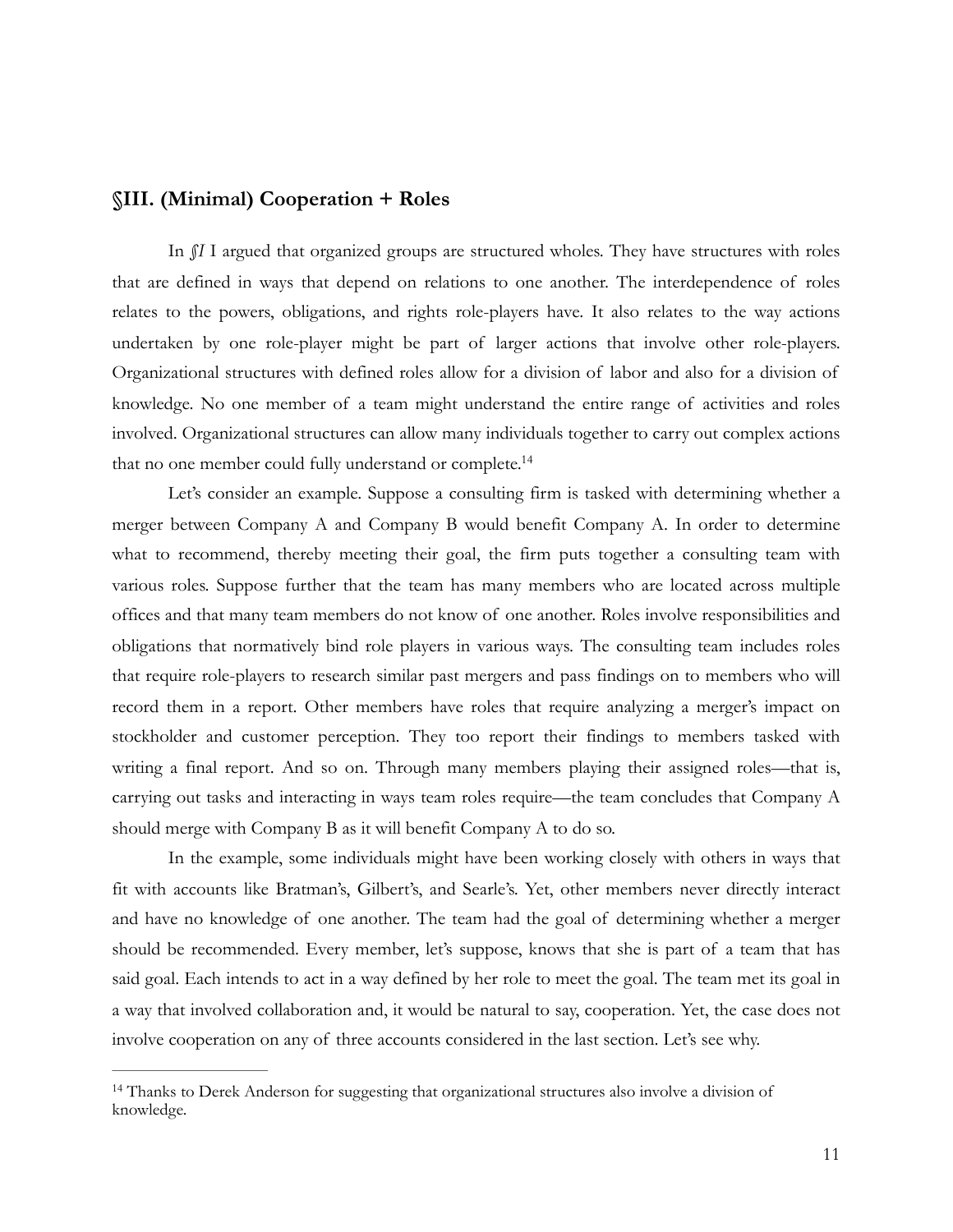## §III. (Minimal) Cooperation + Roles

In *§I* I argued that organized groups are structured wholes. They have structures with roles that are defined in ways that depend on relations to one another. The interdependence of roles relates to the powers, obligations, and rights role-players have. It also relates to the way actions undertaken by one role-player might be part of larger actions that involve other role-players. Organizational structures with defined roles allow for a division of labor and also for a division of knowledge. No one member of a team might understand the entire range of activities and roles involved. Organizational structures can allow many individuals together to carry out complex actions that no one member could fully understand or complete.[14]

Let's consider an example. Suppose a consulting firm is tasked with determining whether a merger between Company A and Company B would benefit Company A. In order to determine what to recommend, thereby meeting their goal, the firm puts together a consulting team with various roles. Suppose further that the team has many members who are located across multiple offices and that many team members do not know of one another. Roles involve responsibilities and obligations that normatively bind role players in various ways. The consulting team includes roles that require role-players to research similar past mergers and pass findings on to members who will record them in a report. Other members have roles that require analyzing a merger's impact on stockholder and customer perception. They too report their findings to members tasked with writing a final report. And so on. Through many members playing their assigned roles—that is, carrying out tasks and interacting in ways team roles require—the team concludes that Company A should merge with Company B as it will benefit Company A to do so.

In the example, some individuals might have been working closely with others in ways that fit with accounts like Bratman's, Gilbert's, and Searle's. Yet, other members never directly interact and have no knowledge of one another. The team had the goal of determining whether a merger should be recommended. Every member, let's suppose, knows that she is part of a team that has said goal. Each intends to act in a way defined by her role to meet the goal. The team met its goal in a way that involved collaboration and, it would be natural to say, cooperation. Yet, the case does not involve cooperation on any of three accounts considered in the last section. Let's see why.

---

[14] Thanks to Derek Anderson for suggesting that organizational structures also involve a division of knowledge.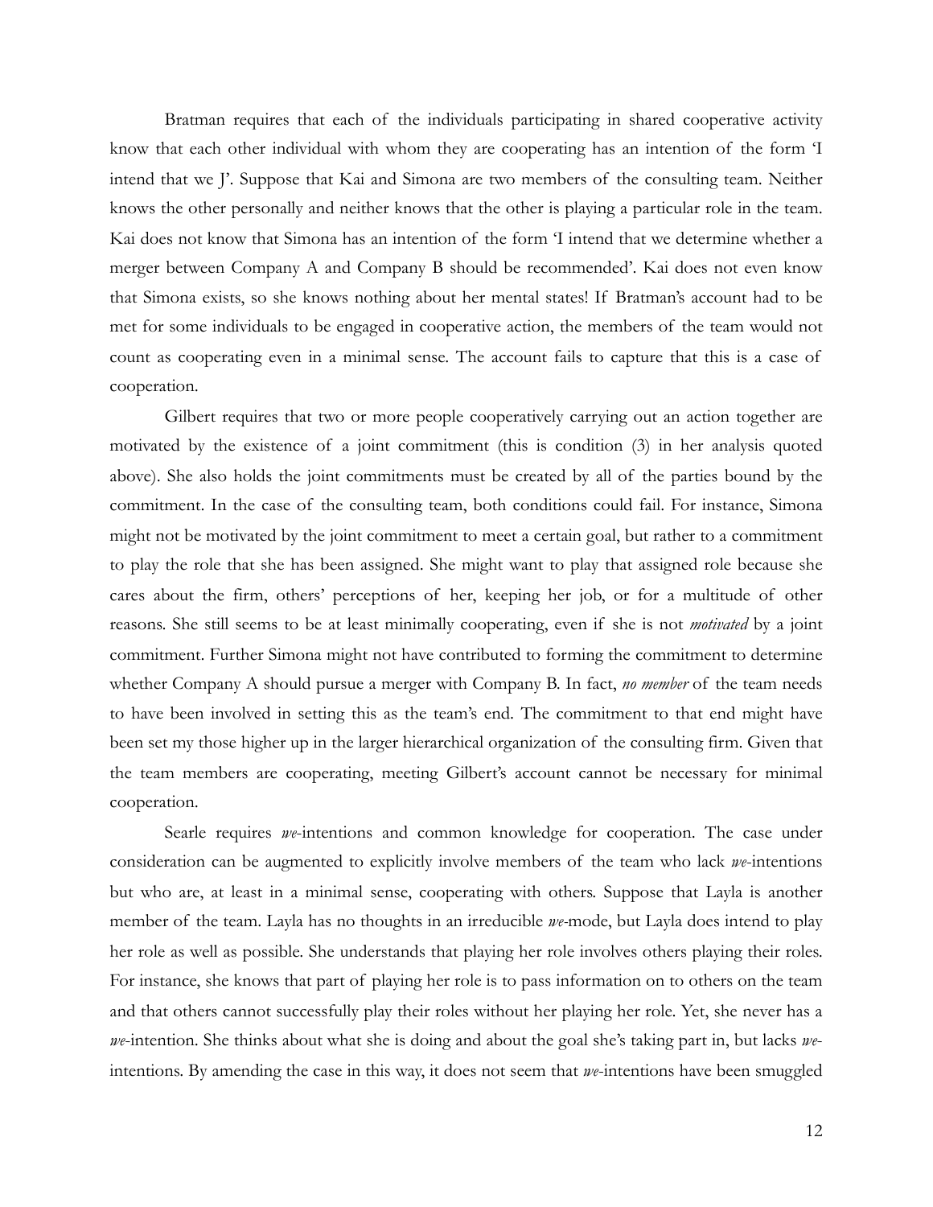Bratman requires that each of the individuals participating in shared cooperative activity know that each other individual with whom they are cooperating has an intention of the form 'I intend that we J'. Suppose that Kai and Simona are two members of the consulting team. Neither knows the other personally and neither knows that the other is playing a particular role in the team. Kai does not know that Simona has an intention of the form 'I intend that we determine whether a merger between Company A and Company B should be recommended'. Kai does not even know that Simona exists, so she knows nothing about her mental states! If Bratman's account had to be met for some individuals to be engaged in cooperative action, the members of the team would not count as cooperating even in a minimal sense. The account fails to capture that this is a case of cooperation.

Gilbert requires that two or more people cooperatively carrying out an action together are motivated by the existence of a joint commitment (this is condition (3) in her analysis quoted above). She also holds the joint commitments must be created by all of the parties bound by the commitment. In the case of the consulting team, both conditions could fail. For instance, Simona might not be motivated by the joint commitment to meet a certain goal, but rather to a commitment to play the role that she has been assigned. She might want to play that assigned role because she cares about the firm, others' perceptions of her, keeping her job, or for a multitude of other reasons. She still seems to be at least minimally cooperating, even if she is not *motivated* by a joint commitment. Further Simona might not have contributed to forming the commitment to determine whether Company A should pursue a merger with Company B. In fact, *no member* of the team needs to have been involved in setting this as the team's end. The commitment to that end might have been set my those higher up in the larger hierarchical organization of the consulting firm. Given that the team members are cooperating, meeting Gilbert's account cannot be necessary for minimal cooperation.

Searle requires *we*-intentions and common knowledge for cooperation. The case under consideration can be augmented to explicitly involve members of the team who lack *we*-intentions but who are, at least in a minimal sense, cooperating with others. Suppose that Layla is another member of the team. Layla has no thoughts in an irreducible *we*-mode, but Layla does intend to play her role as well as possible. She understands that playing her role involves others playing their roles. For instance, she knows that part of playing her role is to pass information on to others on the team and that others cannot successfully play their roles without her playing her role. Yet, she never has a *we*-intention. She thinks about what she is doing and about the goal she's taking part in, but lacks *we*-intentions. By amending the case in this way, it does not seem that *we*-intentions have been smuggled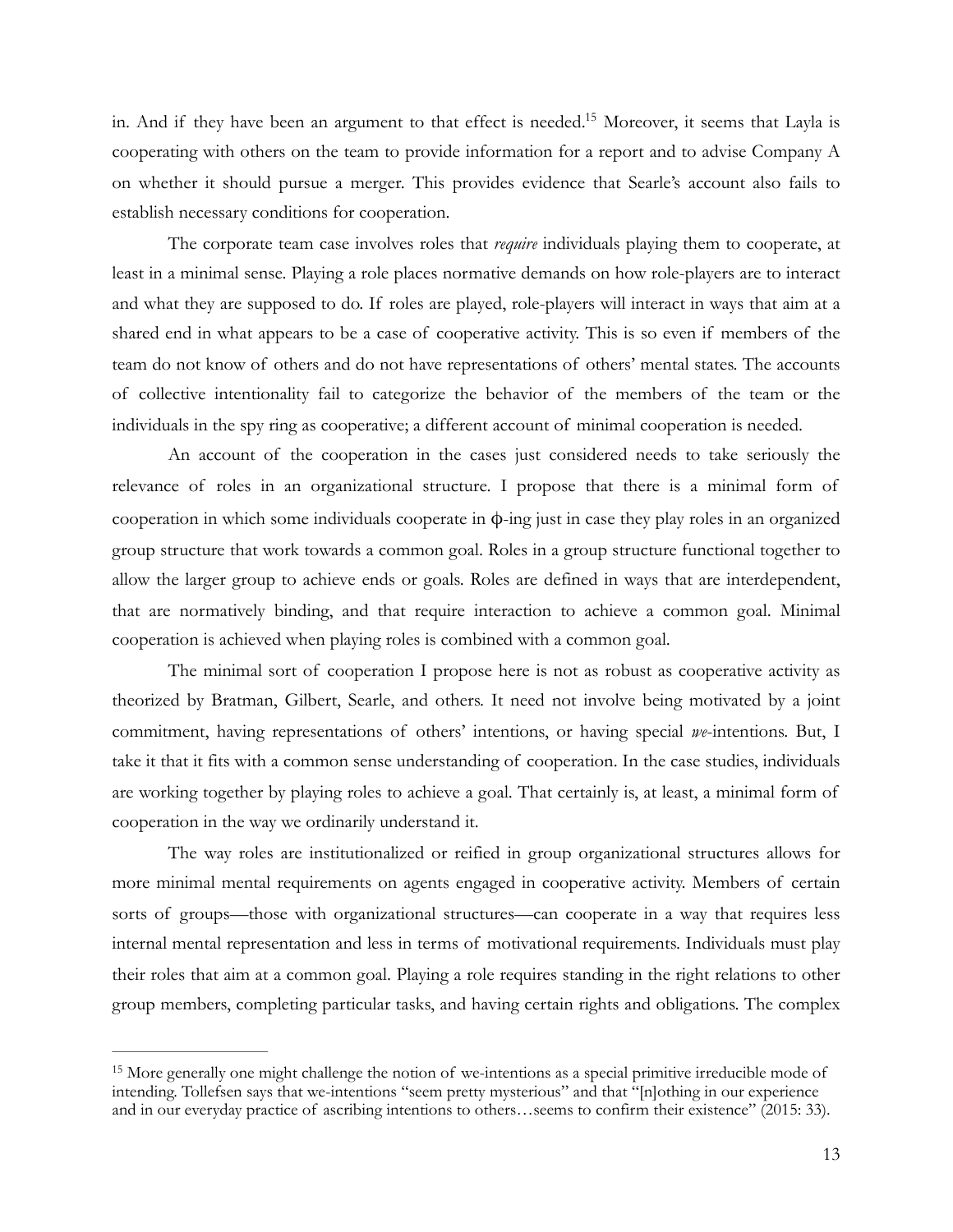in. And if they have been an argument to that effect is needed.[15] Moreover, it seems that Layla is cooperating with others on the team to provide information for a report and to advise Company A on whether it should pursue a merger. This provides evidence that Searle's account also fails to establish necessary conditions for cooperation.

The corporate team case involves roles that *require* individuals playing them to cooperate, at least in a minimal sense. Playing a role places normative demands on how role-players are to interact and what they are supposed to do. If roles are played, role-players will interact in ways that aim at a shared end in what appears to be a case of cooperative activity. This is so even if members of the team do not know of others and do not have representations of others' mental states. The accounts of collective intentionality fail to categorize the behavior of the members of the team or the individuals in the spy ring as cooperative; a different account of minimal cooperation is needed.

An account of the cooperation in the cases just considered needs to take seriously the relevance of roles in an organizational structure. I propose that there is a minimal form of cooperation in which some individuals cooperate in ϕ-ing just in case they play roles in an organized group structure that work towards a common goal. Roles in a group structure functional together to allow the larger group to achieve ends or goals. Roles are defined in ways that are interdependent, that are normatively binding, and that require interaction to achieve a common goal. Minimal cooperation is achieved when playing roles is combined with a common goal.

The minimal sort of cooperation I propose here is not as robust as cooperative activity as theorized by Bratman, Gilbert, Searle, and others. It need not involve being motivated by a joint commitment, having representations of others' intentions, or having special *we*-intentions. But, I take it that it fits with a common sense understanding of cooperation. In the case studies, individuals are working together by playing roles to achieve a goal. That certainly is, at least, a minimal form of cooperation in the way we ordinarily understand it.

The way roles are institutionalized or reified in group organizational structures allows for more minimal mental requirements on agents engaged in cooperative activity. Members of certain sorts of groups—those with organizational structures—can cooperate in a way that requires less internal mental representation and less in terms of motivational requirements. Individuals must play their roles that aim at a common goal. Playing a role requires standing in the right relations to other group members, completing particular tasks, and having certain rights and obligations. The complex

---

[15] More generally one might challenge the notion of we-intentions as a special primitive irreducible mode of intending. Tollefsen says that we-intentions "seem pretty mysterious" and that "[n]othing in our experience and in our everyday practice of ascribing intentions to others…seems to confirm their existence" (2015: 33).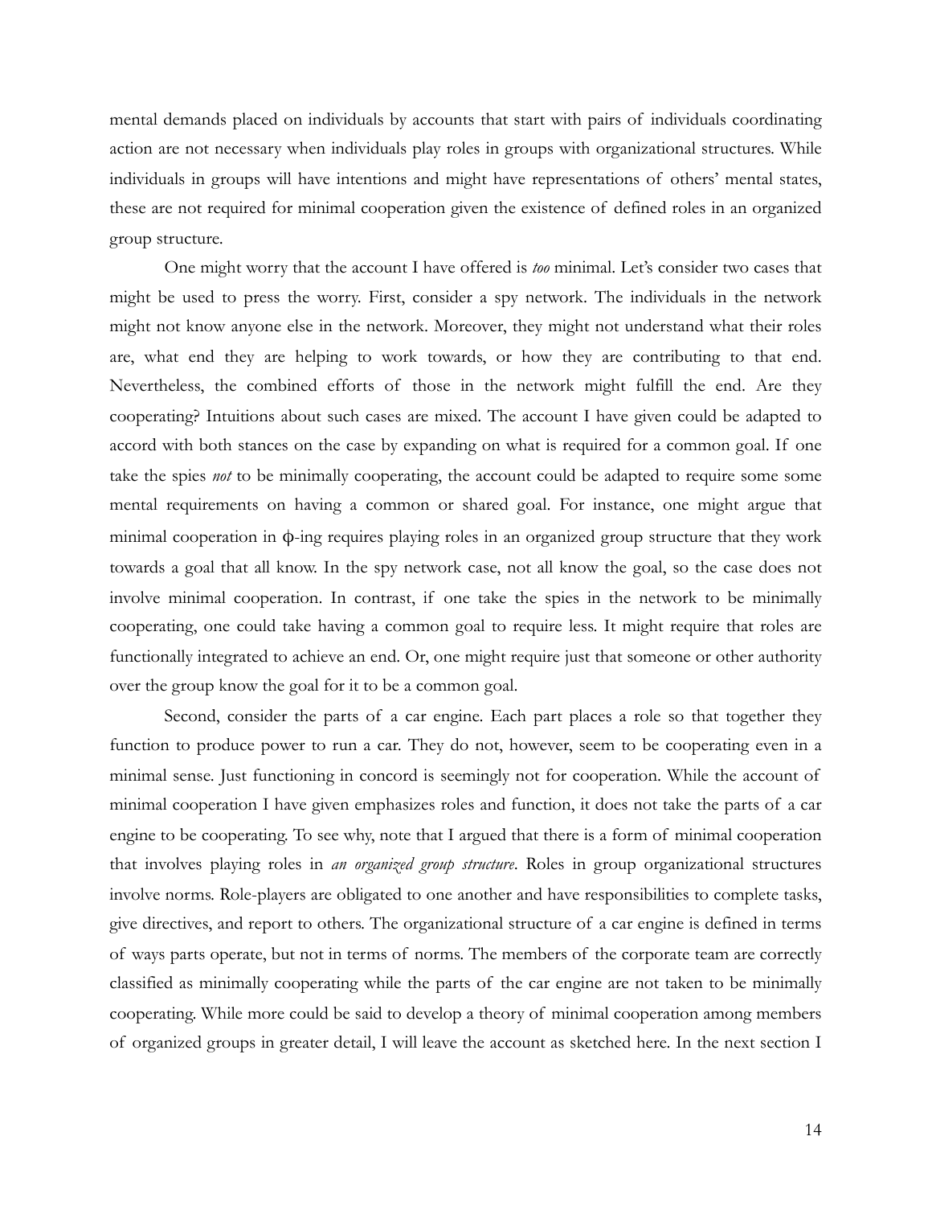mental demands placed on individuals by accounts that start with pairs of individuals coordinating action are not necessary when individuals play roles in groups with organizational structures. While individuals in groups will have intentions and might have representations of others' mental states, these are not required for minimal cooperation given the existence of defined roles in an organized group structure.

One might worry that the account I have offered is *too* minimal. Let's consider two cases that might be used to press the worry. First, consider a spy network. The individuals in the network might not know anyone else in the network. Moreover, they might not understand what their roles are, what end they are helping to work towards, or how they are contributing to that end. Nevertheless, the combined efforts of those in the network might fulfill the end. Are they cooperating? Intuitions about such cases are mixed. The account I have given could be adapted to accord with both stances on the case by expanding on what is required for a common goal. If one take the spies *not* to be minimally cooperating, the account could be adapted to require some some mental requirements on having a common or shared goal. For instance, one might argue that minimal cooperation in ϕ-ing requires playing roles in an organized group structure that they work towards a goal that all know. In the spy network case, not all know the goal, so the case does not involve minimal cooperation. In contrast, if one take the spies in the network to be minimally cooperating, one could take having a common goal to require less. It might require that roles are functionally integrated to achieve an end. Or, one might require just that someone or other authority over the group know the goal for it to be a common goal.

Second, consider the parts of a car engine. Each part places a role so that together they function to produce power to run a car. They do not, however, seem to be cooperating even in a minimal sense. Just functioning in concord is seemingly not for cooperation. While the account of minimal cooperation I have given emphasizes roles and function, it does not take the parts of a car engine to be cooperating. To see why, note that I argued that there is a form of minimal cooperation that involves playing roles in *an organized group structure*. Roles in group organizational structures involve norms. Role-players are obligated to one another and have responsibilities to complete tasks, give directives, and report to others. The organizational structure of a car engine is defined in terms of ways parts operate, but not in terms of norms. The members of the corporate team are correctly classified as minimally cooperating while the parts of the car engine are not taken to be minimally cooperating. While more could be said to develop a theory of minimal cooperation among members of organized groups in greater detail, I will leave the account as sketched here. In the next section I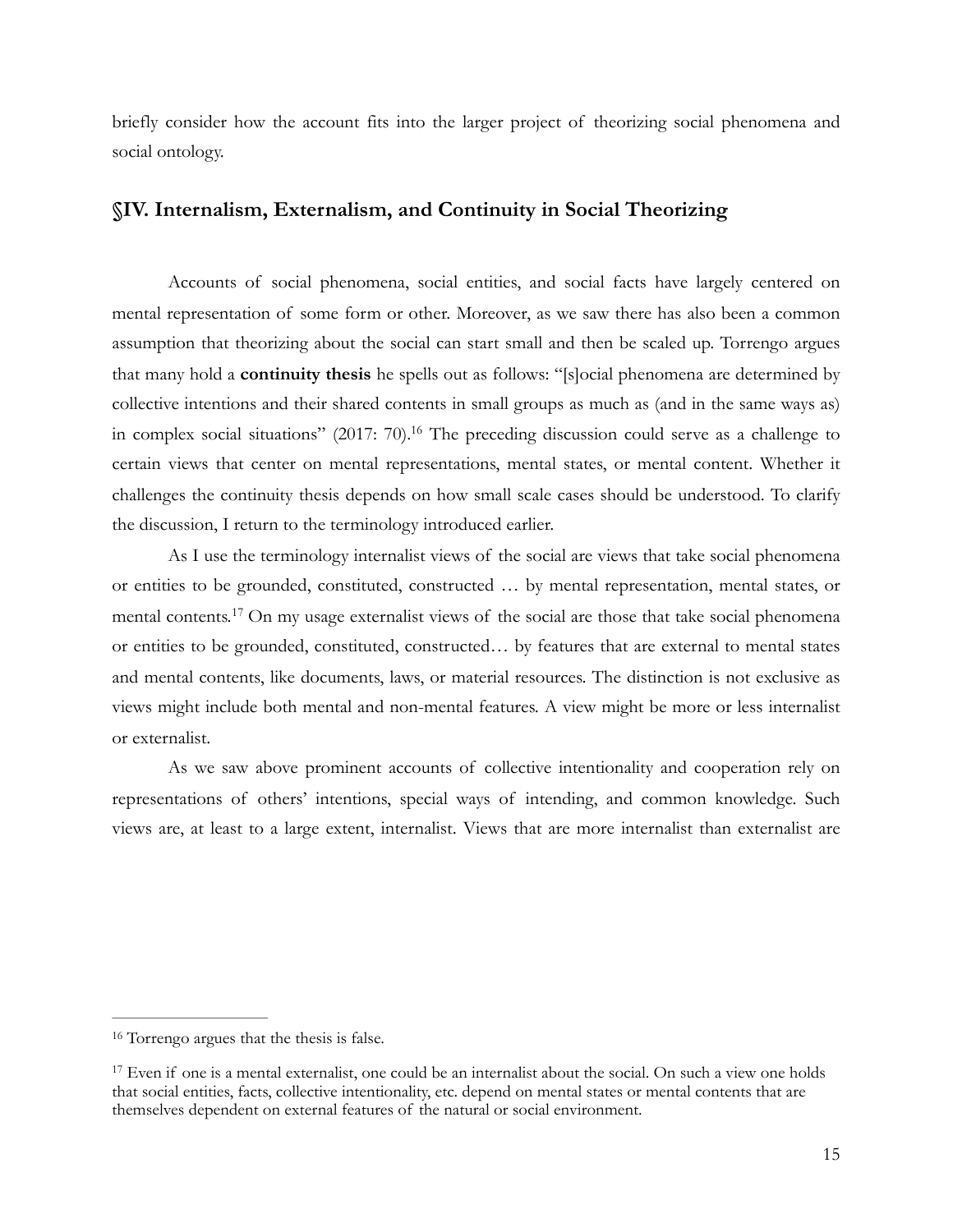briefly consider how the account fits into the larger project of theorizing social phenomena and social ontology.

## §IV. Internalism, Externalism, and Continuity in Social Theorizing

Accounts of social phenomena, social entities, and social facts have largely centered on mental representation of some form or other. Moreover, as we saw there has also been a common assumption that theorizing about the social can start small and then be scaled up. Torrengo argues that many hold a **continuity thesis** he spells out as follows: "[s]ocial phenomena are determined by collective intentions and their shared contents in small groups as much as (and in the same ways as) in complex social situations" (2017: 70).[16] The preceding discussion could serve as a challenge to certain views that center on mental representations, mental states, or mental content. Whether it challenges the continuity thesis depends on how small scale cases should be understood. To clarify the discussion, I return to the terminology introduced earlier.

As I use the terminology internalist views of the social are views that take social phenomena or entities to be grounded, constituted, constructed … by mental representation, mental states, or mental contents.[17] On my usage externalist views of the social are those that take social phenomena or entities to be grounded, constituted, constructed… by features that are external to mental states and mental contents, like documents, laws, or material resources. The distinction is not exclusive as views might include both mental and non-mental features. A view might be more or less internalist or externalist.

As we saw above prominent accounts of collective intentionality and cooperation rely on representations of others' intentions, special ways of intending, and common knowledge. Such views are, at least to a large extent, internalist. Views that are more internalist than externalist are

---

[16] Torrengo argues that the thesis is false.

[17] Even if one is a mental externalist, one could be an internalist about the social. On such a view one holds that social entities, facts, collective intentionality, etc. depend on mental states or mental contents that are themselves dependent on external features of the natural or social environment.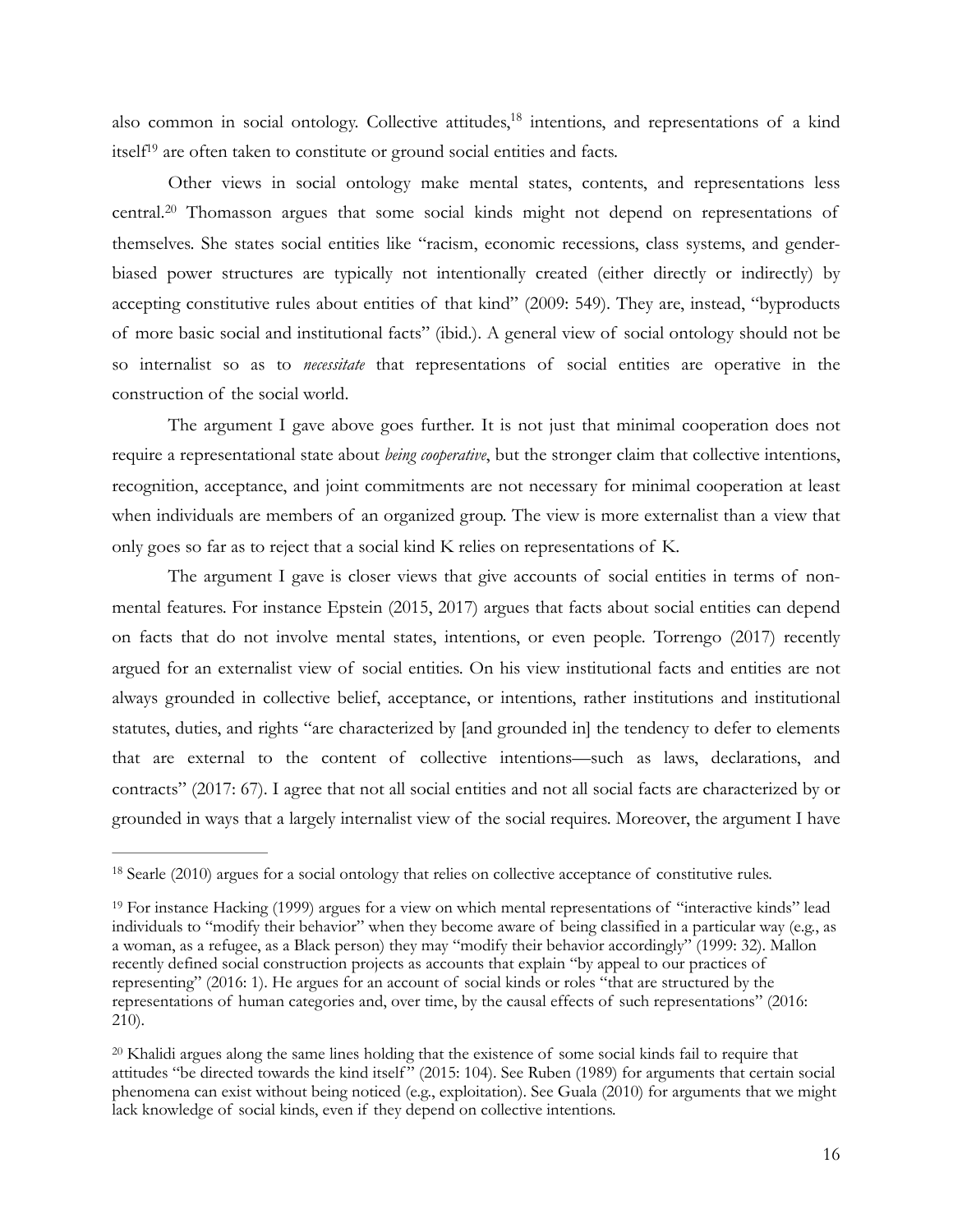also common in social ontology. Collective attitudes,[18] intentions, and representations of a kind itself[19] are often taken to constitute or ground social entities and facts.

Other views in social ontology make mental states, contents, and representations less central.[20] Thomasson argues that some social kinds might not depend on representations of themselves. She states social entities like "racism, economic recessions, class systems, and gender-biased power structures are typically not intentionally created (either directly or indirectly) by accepting constitutive rules about entities of that kind" (2009: 549). They are, instead, "byproducts of more basic social and institutional facts" (ibid.). A general view of social ontology should not be so internalist so as to *necessitate* that representations of social entities are operative in the construction of the social world.

The argument I gave above goes further. It is not just that minimal cooperation does not require a representational state about *being cooperative*, but the stronger claim that collective intentions, recognition, acceptance, and joint commitments are not necessary for minimal cooperation at least when individuals are members of an organized group. The view is more externalist than a view that only goes so far as to reject that a social kind K relies on representations of K.

The argument I gave is closer views that give accounts of social entities in terms of non-mental features. For instance Epstein (2015, 2017) argues that facts about social entities can depend on facts that do not involve mental states, intentions, or even people. Torrengo (2017) recently argued for an externalist view of social entities. On his view institutional facts and entities are not always grounded in collective belief, acceptance, or intentions, rather institutions and institutional statutes, duties, and rights "are characterized by [and grounded in] the tendency to defer to elements that are external to the content of collective intentions—such as laws, declarations, and contracts" (2017: 67). I agree that not all social entities and not all social facts are characterized by or grounded in ways that a largely internalist view of the social requires. Moreover, the argument I have

---

[18] Searle (2010) argues for a social ontology that relies on collective acceptance of constitutive rules.

[19] For instance Hacking (1999) argues for a view on which mental representations of "interactive kinds" lead individuals to "modify their behavior" when they become aware of being classified in a particular way (e.g., as a woman, as a refugee, as a Black person) they may "modify their behavior accordingly" (1999: 32). Mallon recently defined social construction projects as accounts that explain "by appeal to our practices of representing" (2016: 1). He argues for an account of social kinds or roles "that are structured by the representations of human categories and, over time, by the causal effects of such representations" (2016: 210).

[20] Khalidi argues along the same lines holding that the existence of some social kinds fail to require that attitudes "be directed towards the kind itself" (2015: 104). See Ruben (1989) for arguments that certain social phenomena can exist without being noticed (e.g., exploitation). See Guala (2010) for arguments that we might lack knowledge of social kinds, even if they depend on collective intentions.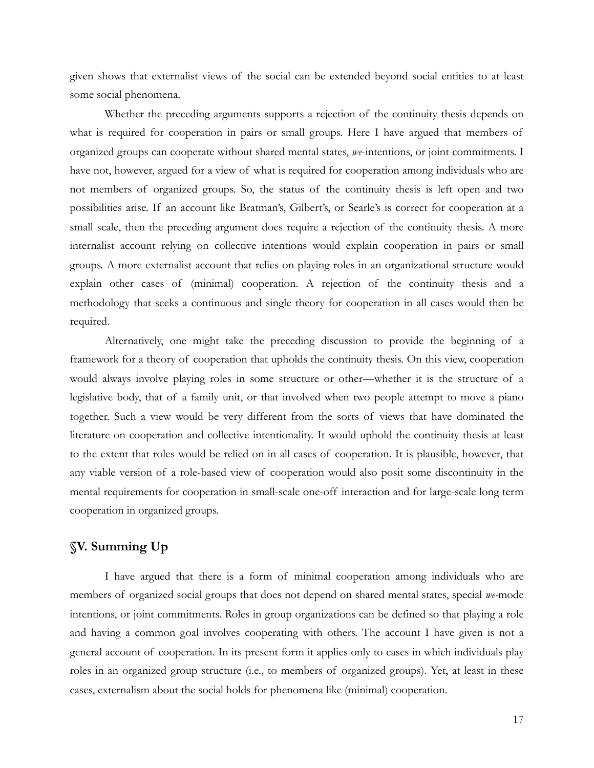given shows that externalist views of the social can be extended beyond social entities to at least some social phenomena.

Whether the preceding arguments supports a rejection of the continuity thesis depends on what is required for cooperation in pairs or small groups. Here I have argued that members of organized groups can cooperate without shared mental states, *we*-intentions, or joint commitments. I have not, however, argued for a view of what is required for cooperation among individuals who are not members of organized groups. So, the status of the continuity thesis is left open and two possibilities arise. If an account like Bratman's, Gilbert's, or Searle's is correct for cooperation at a small scale, then the preceding argument does require a rejection of the continuity thesis. A more internalist account relying on collective intentions would explain cooperation in pairs or small groups. A more externalist account that relies on playing roles in an organizational structure would explain other cases of (minimal) cooperation. A rejection of the continuity thesis and a methodology that seeks a continuous and single theory for cooperation in all cases would then be required.

Alternatively, one might take the preceding discussion to provide the beginning of a framework for a theory of cooperation that upholds the continuity thesis. On this view, cooperation would always involve playing roles in some structure or other—whether it is the structure of a legislative body, that of a family unit, or that involved when two people attempt to move a piano together. Such a view would be very different from the sorts of views that have dominated the literature on cooperation and collective intentionality. It would uphold the continuity thesis at least to the extent that roles would be relied on in all cases of cooperation. It is plausible, however, that any viable version of a role-based view of cooperation would also posit some discontinuity in the mental requirements for cooperation in small-scale one-off interaction and for large-scale long term cooperation in organized groups.

## §V. Summing Up

I have argued that there is a form of minimal cooperation among individuals who are members of organized social groups that does not depend on shared mental states, special *we*-mode intentions, or joint commitments. Roles in group organizations can be defined so that playing a role and having a common goal involves cooperating with others. The account I have given is not a general account of cooperation. In its present form it applies only to cases in which individuals play roles in an organized group structure (i.e., to members of organized groups). Yet, at least in these cases, externalism about the social holds for phenomena like (minimal) cooperation.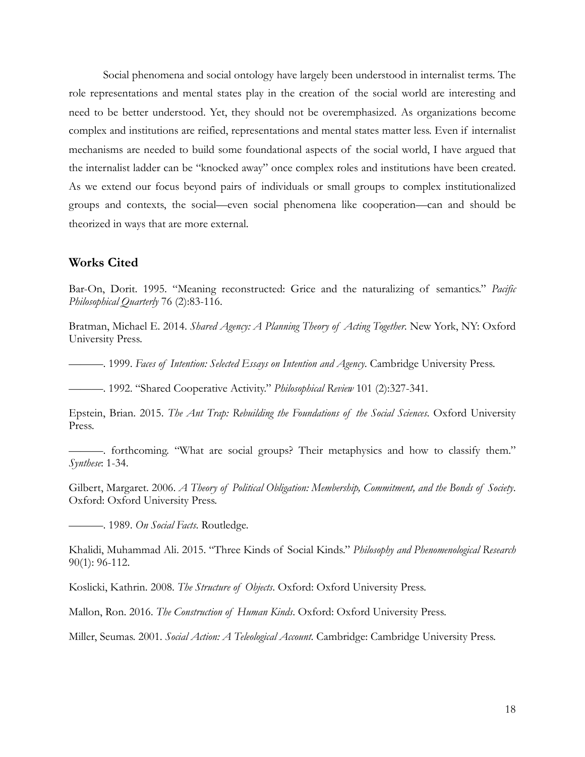Social phenomena and social ontology have largely been understood in internalist terms. The role representations and mental states play in the creation of the social world are interesting and need to be better understood. Yet, they should not be overemphasized. As organizations become complex and institutions are reified, representations and mental states matter less. Even if internalist mechanisms are needed to build some foundational aspects of the social world, I have argued that the internalist ladder can be "knocked away" once complex roles and institutions have been created. As we extend our focus beyond pairs of individuals or small groups to complex institutionalized groups and contexts, the social—even social phenomena like cooperation—can and should be theorized in ways that are more external.

## Works Cited

Bar-On, Dorit. 1995. "Meaning reconstructed: Grice and the naturalizing of semantics." *Pacific Philosophical Quarterly* 76 (2):83-116.

Bratman, Michael E. 2014. *Shared Agency: A Planning Theory of Acting Together*. New York, NY: Oxford University Press.

———. 1999. *Faces of Intention: Selected Essays on Intention and Agency*. Cambridge University Press.

———. 1992. "Shared Cooperative Activity." *Philosophical Review* 101 (2):327-341.

Epstein, Brian. 2015. *The Ant Trap: Rebuilding the Foundations of the Social Sciences*. Oxford University Press.

———. forthcoming. "What are social groups? Their metaphysics and how to classify them." *Synthese*: 1-34.

Gilbert, Margaret. 2006. *A Theory of Political Obligation: Membership, Commitment, and the Bonds of Society*. Oxford: Oxford University Press.

———. 1989. *On Social Facts*. Routledge.

Khalidi, Muhammad Ali. 2015. "Three Kinds of Social Kinds." *Philosophy and Phenomenological Research* 90(1): 96-112.

Koslicki, Kathrin. 2008. *The Structure of Objects*. Oxford: Oxford University Press.

Mallon, Ron. 2016. *The Construction of Human Kinds*. Oxford: Oxford University Press.

Miller, Seumas. 2001. *Social Action: A Teleological Account*. Cambridge: Cambridge University Press.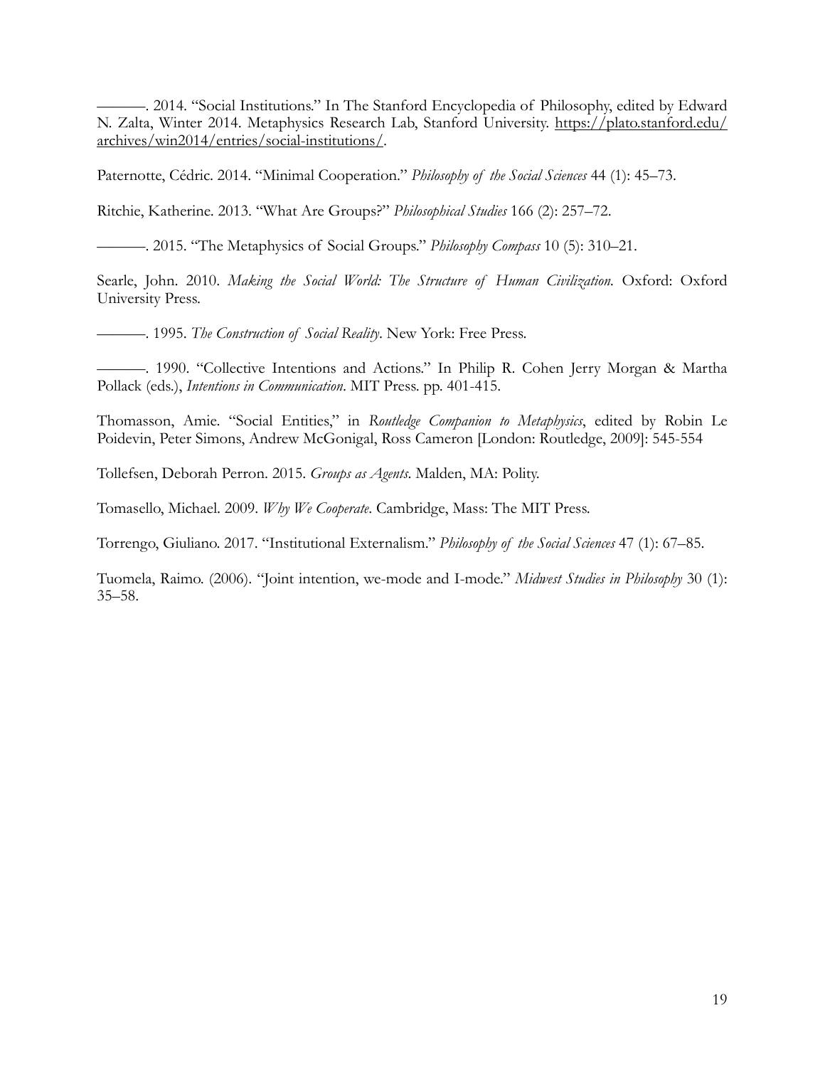———. 2014. "Social Institutions." In The Stanford Encyclopedia of Philosophy, edited by Edward N. Zalta, Winter 2014. Metaphysics Research Lab, Stanford University. https://plato.stanford.edu/archives/win2014/entries/social-institutions/.

Paternotte, Cédric. 2014. "Minimal Cooperation." *Philosophy of the Social Sciences* 44 (1): 45–73.

Ritchie, Katherine. 2013. "What Are Groups?" *Philosophical Studies* 166 (2): 257–72.

———. 2015. "The Metaphysics of Social Groups." *Philosophy Compass* 10 (5): 310–21.

Searle, John. 2010. *Making the Social World: The Structure of Human Civilization*. Oxford: Oxford University Press.

———. 1995. *The Construction of Social Reality*. New York: Free Press.

———. 1990. "Collective Intentions and Actions." In Philip R. Cohen Jerry Morgan & Martha Pollack (eds.), *Intentions in Communication*. MIT Press. pp. 401-415.

Thomasson, Amie. "Social Entities," in *Routledge Companion to Metaphysics*, edited by Robin Le Poidevin, Peter Simons, Andrew McGonigal, Ross Cameron [London: Routledge, 2009]: 545-554

Tollefsen, Deborah Perron. 2015. *Groups as Agents*. Malden, MA: Polity.

Tomasello, Michael. 2009. *Why We Cooperate*. Cambridge, Mass: The MIT Press.

Torrengo, Giuliano. 2017. "Institutional Externalism." *Philosophy of the Social Sciences* 47 (1): 67–85.

Tuomela, Raimo. (2006). "Joint intention, we-mode and I-mode." *Midwest Studies in Philosophy* 30 (1): 35–58.